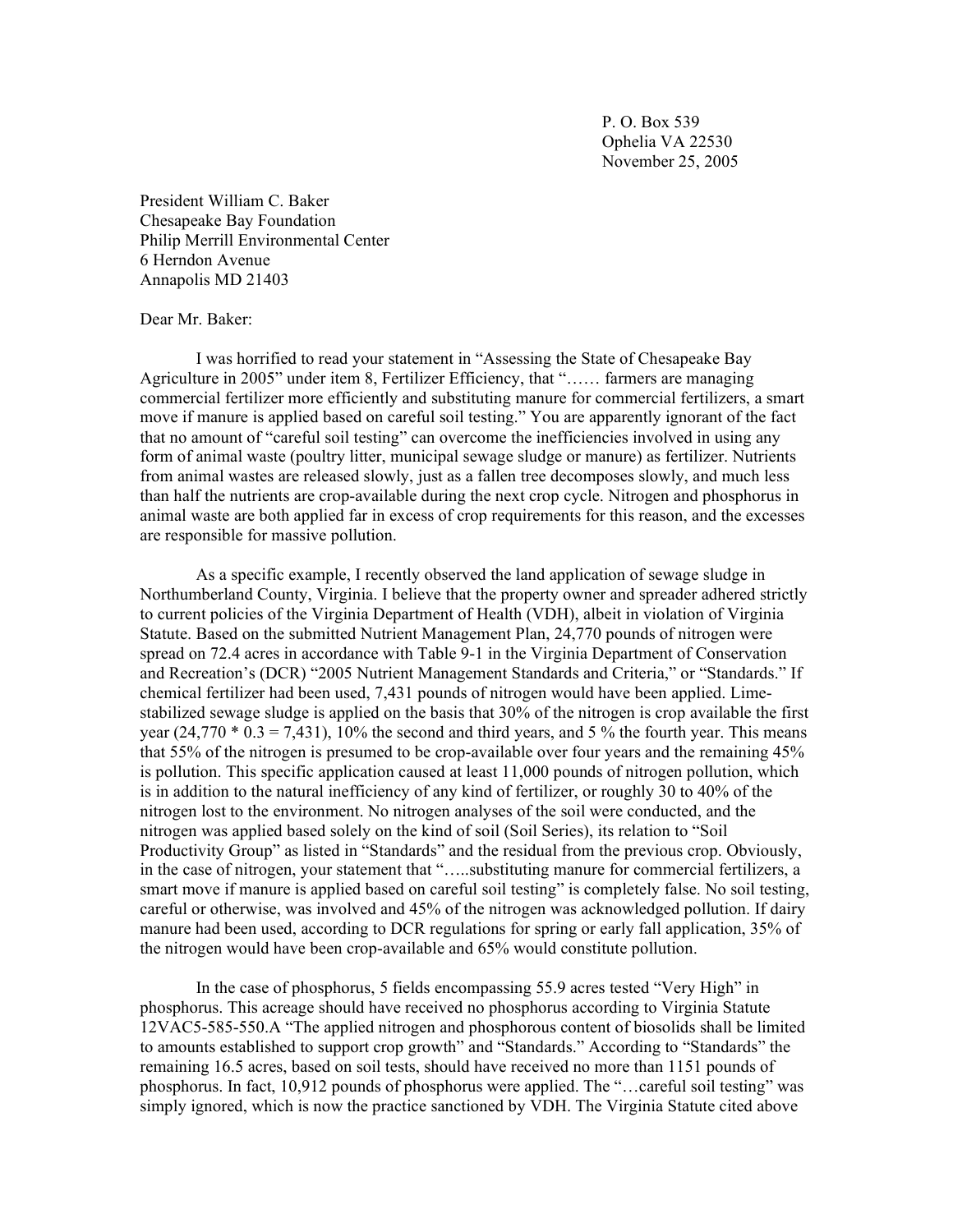P. O. Box 539
Ophelia VA 22530
November 25, 2005

President William C. Baker
Chesapeake Bay Foundation
Philip Merrill Environmental Center
6 Herndon Avenue
Annapolis MD 21403

Dear Mr. Baker:

I was horrified to read your statement in "Assessing the State of Chesapeake Bay Agriculture in 2005" under item 8, Fertilizer Efficiency, that "…… farmers are managing commercial fertilizer more efficiently and substituting manure for commercial fertilizers, a smart move if manure is applied based on careful soil testing." You are apparently ignorant of the fact that no amount of "careful soil testing" can overcome the inefficiencies involved in using any form of animal waste (poultry litter, municipal sewage sludge or manure) as fertilizer. Nutrients from animal wastes are released slowly, just as a fallen tree decomposes slowly, and much less than half the nutrients are crop-available during the next crop cycle. Nitrogen and phosphorus in animal waste are both applied far in excess of crop requirements for this reason, and the excesses are responsible for massive pollution.

As a specific example, I recently observed the land application of sewage sludge in Northumberland County, Virginia. I believe that the property owner and spreader adhered strictly to current policies of the Virginia Department of Health (VDH), albeit in violation of Virginia Statute. Based on the submitted Nutrient Management Plan, 24,770 pounds of nitrogen were spread on 72.4 acres in accordance with Table 9-1 in the Virginia Department of Conservation and Recreation's (DCR) "2005 Nutrient Management Standards and Criteria," or "Standards." If chemical fertilizer had been used, 7,431 pounds of nitrogen would have been applied. Lime-stabilized sewage sludge is applied on the basis that 30% of the nitrogen is crop available the first year (24,770 * 0.3 = 7,431), 10% the second and third years, and 5 % the fourth year. This means that 55% of the nitrogen is presumed to be crop-available over four years and the remaining 45% is pollution. This specific application caused at least 11,000 pounds of nitrogen pollution, which is in addition to the natural inefficiency of any kind of fertilizer, or roughly 30 to 40% of the nitrogen lost to the environment. No nitrogen analyses of the soil were conducted, and the nitrogen was applied based solely on the kind of soil (Soil Series), its relation to "Soil Productivity Group" as listed in "Standards" and the residual from the previous crop. Obviously, in the case of nitrogen, your statement that "…..substituting manure for commercial fertilizers, a smart move if manure is applied based on careful soil testing" is completely false. No soil testing, careful or otherwise, was involved and 45% of the nitrogen was acknowledged pollution. If dairy manure had been used, according to DCR regulations for spring or early fall application, 35% of the nitrogen would have been crop-available and 65% would constitute pollution.

In the case of phosphorus, 5 fields encompassing 55.9 acres tested "Very High" in phosphorus. This acreage should have received no phosphorus according to Virginia Statute 12VAC5-585-550.A "The applied nitrogen and phosphorous content of biosolids shall be limited to amounts established to support crop growth" and "Standards." According to "Standards" the remaining 16.5 acres, based on soil tests, should have received no more than 1151 pounds of phosphorus. In fact, 10,912 pounds of phosphorus were applied. The "…careful soil testing" was simply ignored, which is now the practice sanctioned by VDH. The Virginia Statute cited above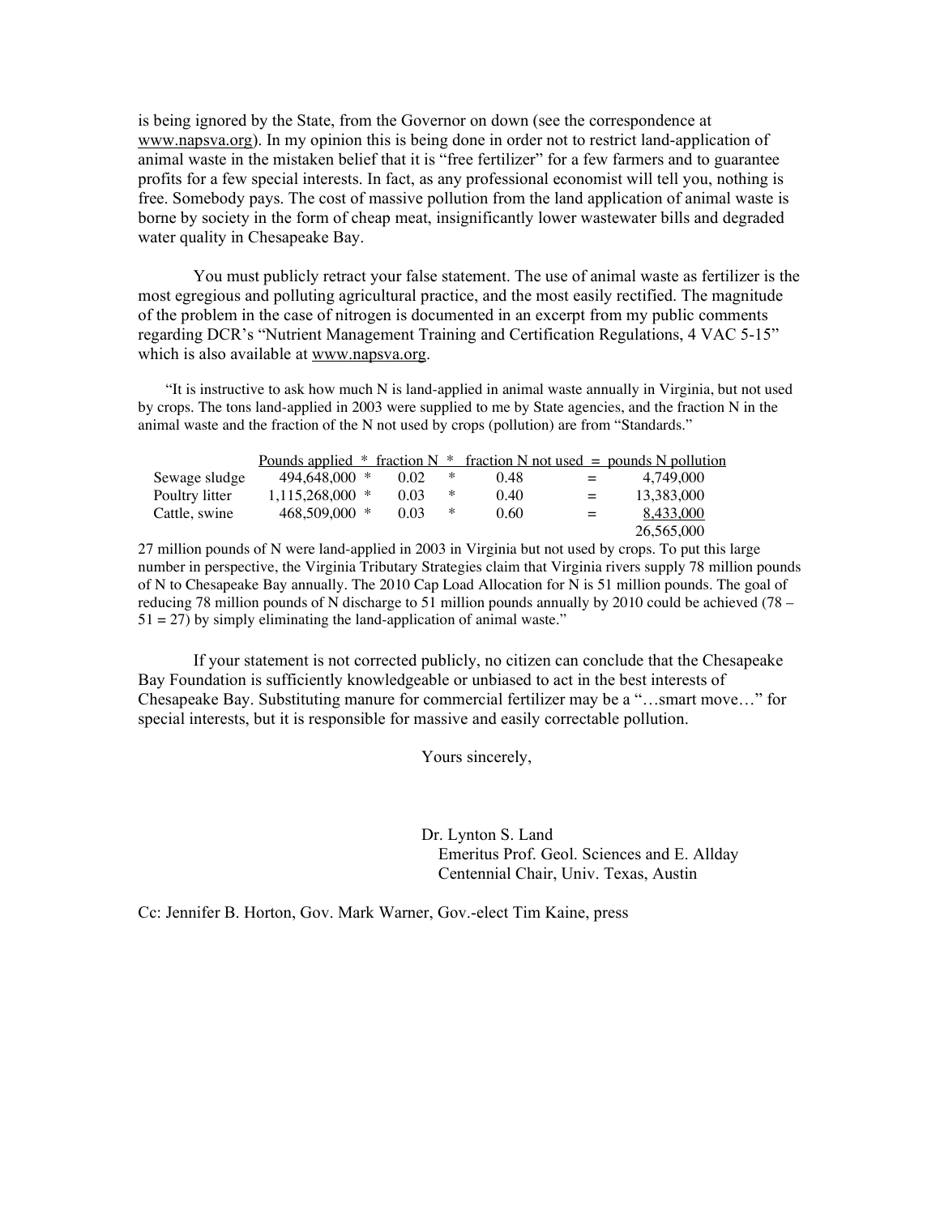is being ignored by the State, from the Governor on down (see the correspondence at www.napsva.org). In my opinion this is being done in order not to restrict land-application of animal waste in the mistaken belief that it is "free fertilizer" for a few farmers and to guarantee profits for a few special interests. In fact, as any professional economist will tell you, nothing is free. Somebody pays. The cost of massive pollution from the land application of animal waste is borne by society in the form of cheap meat, insignificantly lower wastewater bills and degraded water quality in Chesapeake Bay.

You must publicly retract your false statement. The use of animal waste as fertilizer is the most egregious and polluting agricultural practice, and the most easily rectified. The magnitude of the problem in the case of nitrogen is documented in an excerpt from my public comments regarding DCR's "Nutrient Management Training and Certification Regulations, 4 VAC 5-15" which is also available at www.napsva.org.

> "It is instructive to ask how much N is land-applied in animal waste annually in Virginia, but not used by crops. The tons land-applied in 2003 were supplied to me by State agencies, and the fraction N in the animal waste and the fraction of the N not used by crops (pollution) are from "Standards."
>
> | | Pounds applied | * | fraction N | * | fraction N not used | = | pounds N pollution |
> |---|---|---|---|---|---|---|---|
> | Sewage sludge | 494,648,000 | * | 0.02 | * | 0.48 | = | 4,749,000 |
> | Poultry litter | 1,115,268,000 | * | 0.03 | * | 0.40 | = | 13,383,000 |
> | Cattle, swine | 468,509,000 | * | 0.03 | * | 0.60 | = | 8,433,000 |
> | | | | | | | | 26,565,000 |
>
> 27 million pounds of N were land-applied in 2003 in Virginia but not used by crops. To put this large number in perspective, the Virginia Tributary Strategies claim that Virginia rivers supply 78 million pounds of N to Chesapeake Bay annually. The 2010 Cap Load Allocation for N is 51 million pounds. The goal of reducing 78 million pounds of N discharge to 51 million pounds annually by 2010 could be achieved (78 – 51 = 27) by simply eliminating the land-application of animal waste."

If your statement is not corrected publicly, no citizen can conclude that the Chesapeake Bay Foundation is sufficiently knowledgeable or unbiased to act in the best interests of Chesapeake Bay. Substituting manure for commercial fertilizer may be a "…smart move…" for special interests, but it is responsible for massive and easily correctable pollution.

Yours sincerely,

Dr. Lynton S. Land
Emeritus Prof. Geol. Sciences and E. Allday
Centennial Chair, Univ. Texas, Austin

Cc: Jennifer B. Horton, Gov. Mark Warner, Gov.-elect Tim Kaine, press